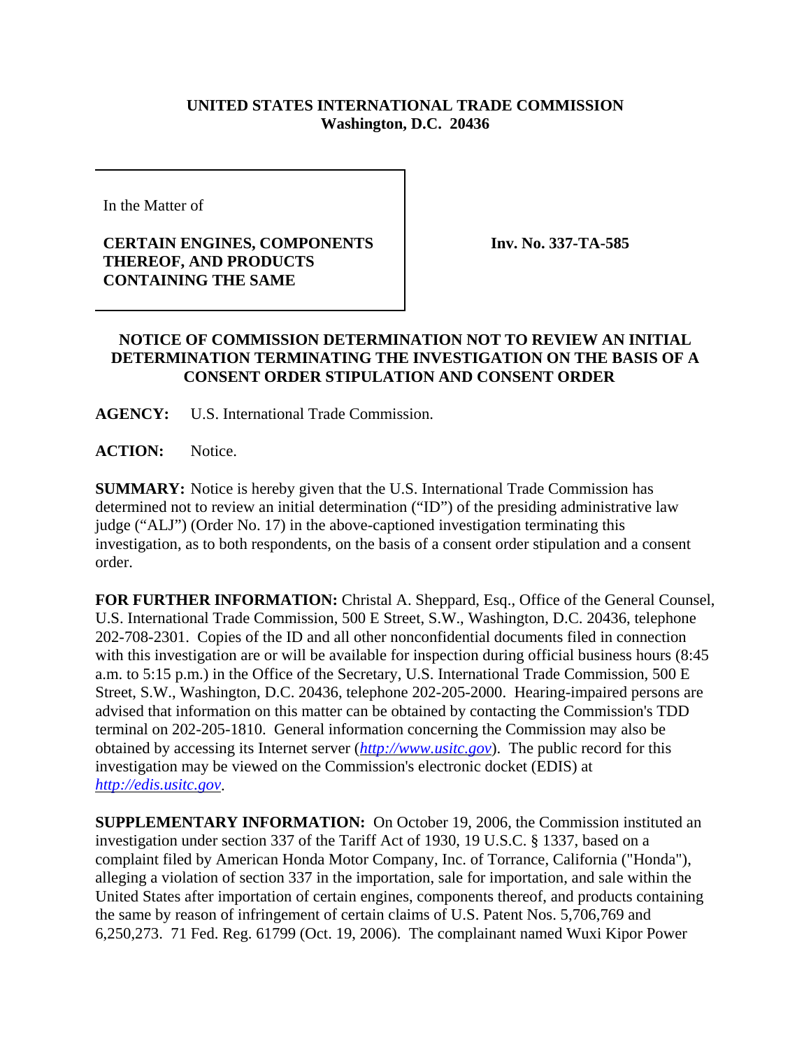**UNITED STATES INTERNATIONAL TRADE COMMISSION**
**Washington, D.C. 20436**

In the Matter of

**CERTAIN ENGINES, COMPONENTS THEREOF, AND PRODUCTS CONTAINING THE SAME**

**Inv. No. 337-TA-585**

**NOTICE OF COMMISSION DETERMINATION NOT TO REVIEW AN INITIAL DETERMINATION TERMINATING THE INVESTIGATION ON THE BASIS OF A CONSENT ORDER STIPULATION AND CONSENT ORDER**

**AGENCY:** U.S. International Trade Commission.

**ACTION:** Notice.

**SUMMARY:** Notice is hereby given that the U.S. International Trade Commission has determined not to review an initial determination ("ID") of the presiding administrative law judge ("ALJ") (Order No. 17) in the above-captioned investigation terminating this investigation, as to both respondents, on the basis of a consent order stipulation and a consent order.

**FOR FURTHER INFORMATION:** Christal A. Sheppard, Esq., Office of the General Counsel, U.S. International Trade Commission, 500 E Street, S.W., Washington, D.C. 20436, telephone 202-708-2301. Copies of the ID and all other nonconfidential documents filed in connection with this investigation are or will be available for inspection during official business hours (8:45 a.m. to 5:15 p.m.) in the Office of the Secretary, U.S. International Trade Commission, 500 E Street, S.W., Washington, D.C. 20436, telephone 202-205-2000. Hearing-impaired persons are advised that information on this matter can be obtained by contacting the Commission's TDD terminal on 202-205-1810. General information concerning the Commission may also be obtained by accessing its Internet server (*http://www.usitc.gov*). The public record for this investigation may be viewed on the Commission's electronic docket (EDIS) at *http://edis.usitc.gov*.

**SUPPLEMENTARY INFORMATION:** On October 19, 2006, the Commission instituted an investigation under section 337 of the Tariff Act of 1930, 19 U.S.C. § 1337, based on a complaint filed by American Honda Motor Company, Inc. of Torrance, California ("Honda"), alleging a violation of section 337 in the importation, sale for importation, and sale within the United States after importation of certain engines, components thereof, and products containing the same by reason of infringement of certain claims of U.S. Patent Nos. 5,706,769 and 6,250,273. 71 Fed. Reg. 61799 (Oct. 19, 2006). The complainant named Wuxi Kipor Power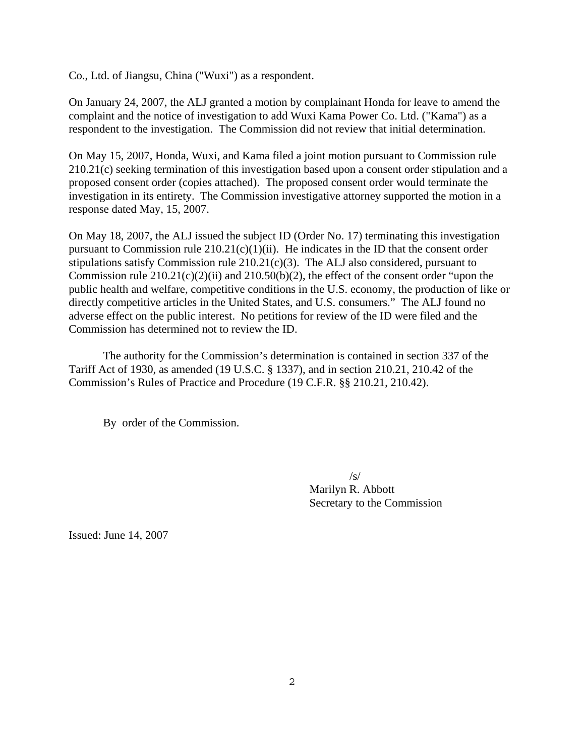Co., Ltd. of Jiangsu, China ("Wuxi") as a respondent.

On January 24, 2007, the ALJ granted a motion by complainant Honda for leave to amend the complaint and the notice of investigation to add Wuxi Kama Power Co. Ltd. ("Kama") as a respondent to the investigation. The Commission did not review that initial determination.

On May 15, 2007, Honda, Wuxi, and Kama filed a joint motion pursuant to Commission rule 210.21(c) seeking termination of this investigation based upon a consent order stipulation and a proposed consent order (copies attached). The proposed consent order would terminate the investigation in its entirety. The Commission investigative attorney supported the motion in a response dated May, 15, 2007.

On May 18, 2007, the ALJ issued the subject ID (Order No. 17) terminating this investigation pursuant to Commission rule 210.21(c)(1)(ii). He indicates in the ID that the consent order stipulations satisfy Commission rule 210.21(c)(3). The ALJ also considered, pursuant to Commission rule 210.21(c)(2)(ii) and 210.50(b)(2), the effect of the consent order "upon the public health and welfare, competitive conditions in the U.S. economy, the production of like or directly competitive articles in the United States, and U.S. consumers." The ALJ found no adverse effect on the public interest. No petitions for review of the ID were filed and the Commission has determined not to review the ID.

The authority for the Commission's determination is contained in section 337 of the Tariff Act of 1930, as amended (19 U.S.C. § 1337), and in section 210.21, 210.42 of the Commission's Rules of Practice and Procedure (19 C.F.R. §§ 210.21, 210.42).

By order of the Commission.

/s/
Marilyn R. Abbott
Secretary to the Commission

Issued: June 14, 2007